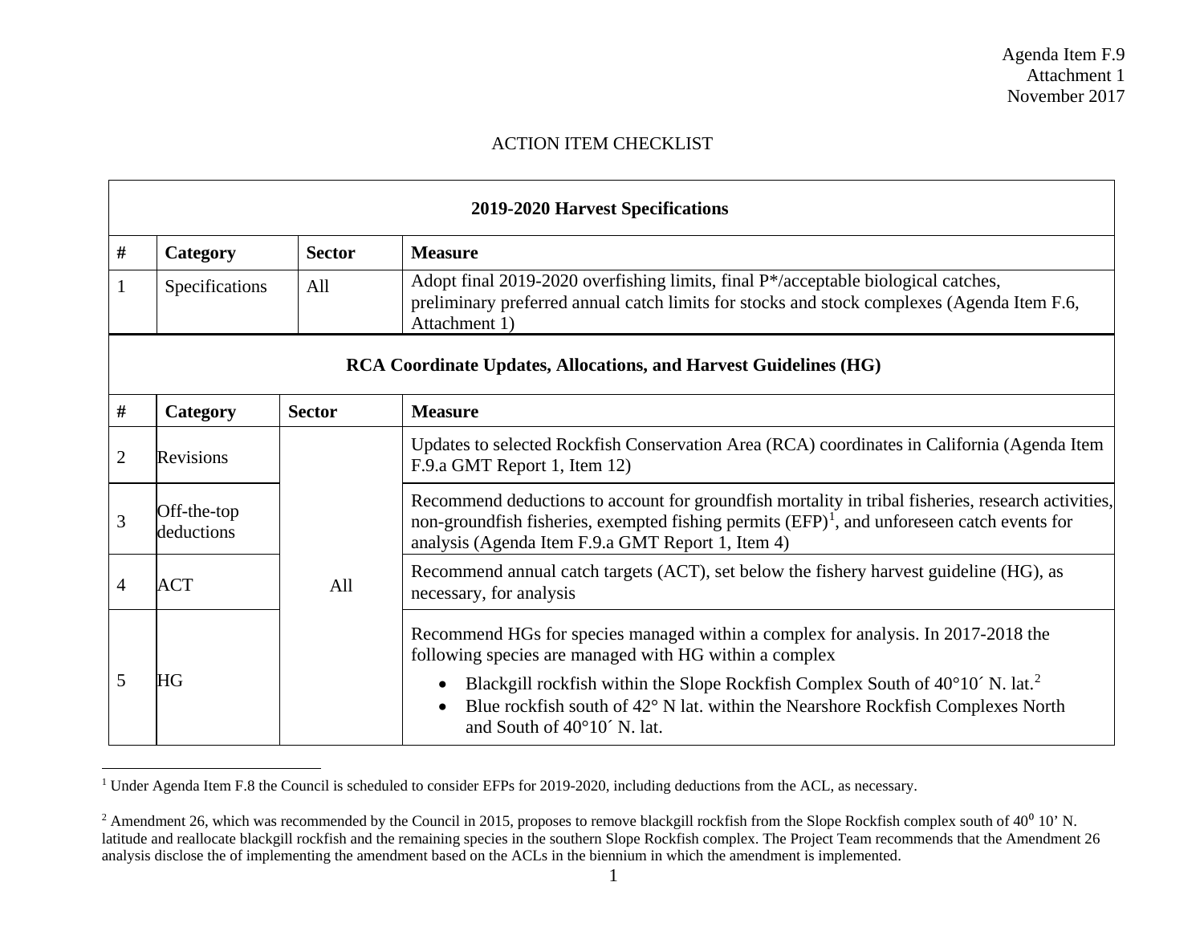Agenda Item F.9
Attachment 1
November 2017

## ACTION ITEM CHECKLIST

| **2019-2020 Harvest Specifications** | | | |
|---|---|---|---|
| **#** | **Category** | **Sector** | **Measure** |
| 1 | Specifications | All | Adopt final 2019-2020 overfishing limits, final P*/acceptable biological catches, preliminary preferred annual catch limits for stocks and stock complexes (Agenda Item F.6, Attachment 1) |

| **RCA Coordinate Updates, Allocations, and Harvest Guidelines (HG)** | | | |
|---|---|---|---|
| **#** | **Category** | **Sector** | **Measure** |
| 2 | Revisions | All | Updates to selected Rockfish Conservation Area (RCA) coordinates in California (Agenda Item F.9.a GMT Report 1, Item 12) |
| 3 | Off-the-top deductions | All | Recommend deductions to account for groundfish mortality in tribal fisheries, research activities, non-groundfish fisheries, exempted fishing permits (EFP)[1], and unforeseen catch events for analysis (Agenda Item F.9.a GMT Report 1, Item 4) |
| 4 | ACT | All | Recommend annual catch targets (ACT), set below the fishery harvest guideline (HG), as necessary, for analysis |
| 5 | HG | All | Recommend HGs for species managed within a complex for analysis. In 2017-2018 the following species are managed with HG within a complex<br>• Blackgill rockfish within the Slope Rockfish Complex South of 40°10´ N. lat.[2]<br>• Blue rockfish south of 42° N lat. within the Nearshore Rockfish Complexes North and South of 40°10´ N. lat. |

[1] Under Agenda Item F.8 the Council is scheduled to consider EFPs for 2019-2020, including deductions from the ACL, as necessary.

[2] Amendment 26, which was recommended by the Council in 2015, proposes to remove blackgill rockfish from the Slope Rockfish complex south of 40° 10' N. latitude and reallocate blackgill rockfish and the remaining species in the southern Slope Rockfish complex. The Project Team recommends that the Amendment 26 analysis disclose the of implementing the amendment based on the ACLs in the biennium in which the amendment is implemented.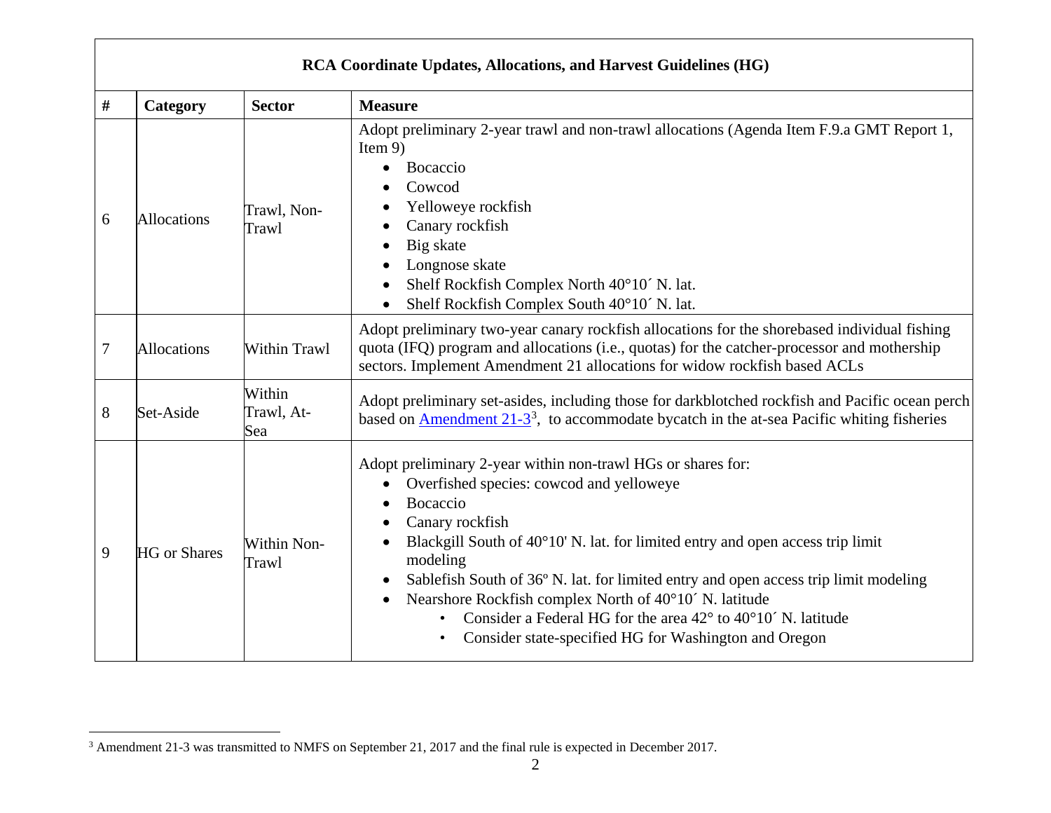| RCA Coordinate Updates, Allocations, and Harvest Guidelines (HG) | | | |
|---|---|---|---|
| **#** | **Category** | **Sector** | **Measure** |
| 6 | Allocations | Trawl, Non-Trawl | Adopt preliminary 2-year trawl and non-trawl allocations (Agenda Item F.9.a GMT Report 1, Item 9)<br>• Bocaccio<br>• Cowcod<br>• Yelloweye rockfish<br>• Canary rockfish<br>• Big skate<br>• Longnose skate<br>• Shelf Rockfish Complex North 40°10´ N. lat.<br>• Shelf Rockfish Complex South 40°10´ N. lat. |
| 7 | Allocations | Within Trawl | Adopt preliminary two-year canary rockfish allocations for the shorebased individual fishing quota (IFQ) program and allocations (i.e., quotas) for the catcher-processor and mothership sectors. Implement Amendment 21 allocations for widow rockfish based ACLs |
| 8 | Set-Aside | Within Trawl, At-Sea | Adopt preliminary set-asides, including those for darkblotched rockfish and Pacific ocean perch based on Amendment 21-3[3], to accommodate bycatch in the at-sea Pacific whiting fisheries |
| 9 | HG or Shares | Within Non-Trawl | Adopt preliminary 2-year within non-trawl HGs or shares for:<br>• Overfished species: cowcod and yelloweye<br>• Bocaccio<br>• Canary rockfish<br>• Blackgill South of 40°10' N. lat. for limited entry and open access trip limit modeling<br>• Sablefish South of 36º N. lat. for limited entry and open access trip limit modeling<br>• Nearshore Rockfish complex North of 40°10´ N. latitude<br>&nbsp;&nbsp;&nbsp;&nbsp;◦ Consider a Federal HG for the area 42° to 40°10´ N. latitude<br>&nbsp;&nbsp;&nbsp;&nbsp;◦ Consider state-specified HG for Washington and Oregon |

[3] Amendment 21-3 was transmitted to NMFS on September 21, 2017 and the final rule is expected in December 2017.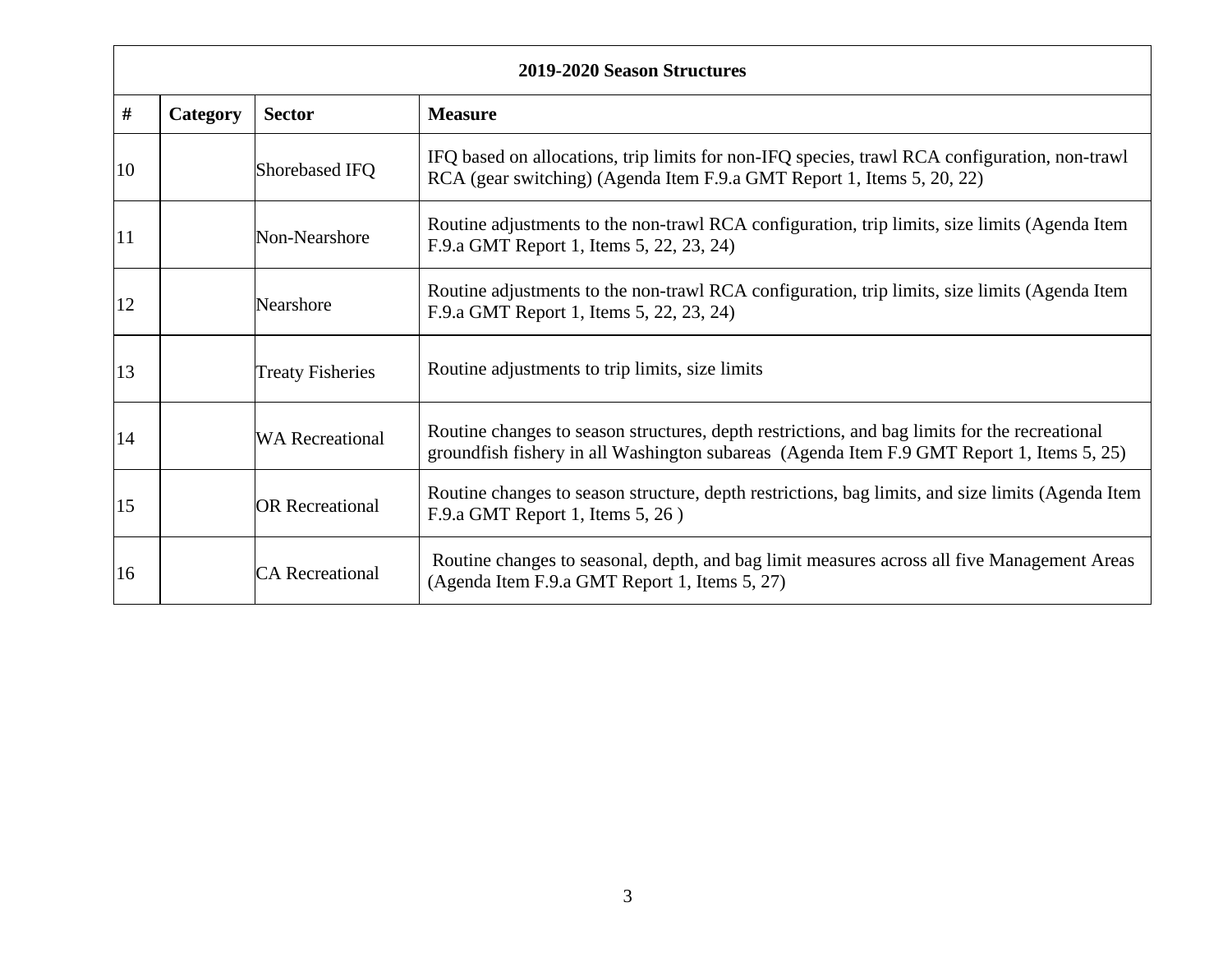| 2019-2020 Season Structures | | | |
|---|---|---|---|
| **#** | **Category** | **Sector** | **Measure** |
| 10 | | Shorebased IFQ | IFQ based on allocations, trip limits for non-IFQ species, trawl RCA configuration, non-trawl RCA (gear switching) (Agenda Item F.9.a GMT Report 1, Items 5, 20, 22) |
| 11 | | Non-Nearshore | Routine adjustments to the non-trawl RCA configuration, trip limits, size limits (Agenda Item F.9.a GMT Report 1, Items 5, 22, 23, 24) |
| 12 | | Nearshore | Routine adjustments to the non-trawl RCA configuration, trip limits, size limits (Agenda Item F.9.a GMT Report 1, Items 5, 22, 23, 24) |
| 13 | | Treaty Fisheries | Routine adjustments to trip limits, size limits |
| 14 | | WA Recreational | Routine changes to season structures, depth restrictions, and bag limits for the recreational groundfish fishery in all Washington subareas (Agenda Item F.9 GMT Report 1, Items 5, 25) |
| 15 | | OR Recreational | Routine changes to season structure, depth restrictions, bag limits, and size limits (Agenda Item F.9.a GMT Report 1, Items 5, 26 ) |
| 16 | | CA Recreational | Routine changes to seasonal, depth, and bag limit measures across all five Management Areas (Agenda Item F.9.a GMT Report 1, Items 5, 27) |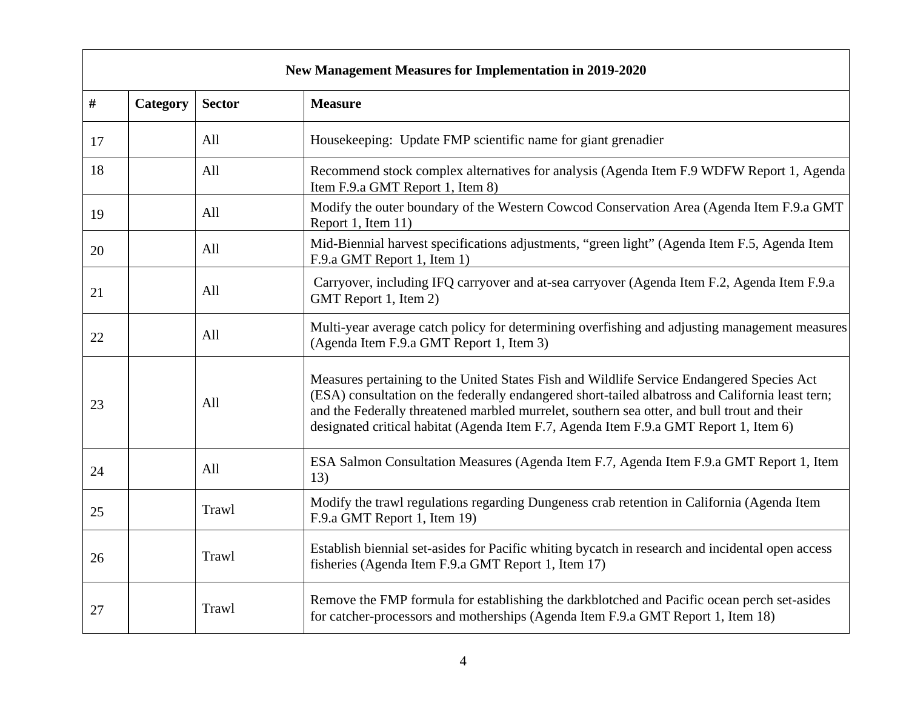| New Management Measures for Implementation in 2019-2020 | | | |
|---|---|---|---|
| **#** | **Category** | **Sector** | **Measure** |
| 17 | | All | Housekeeping: Update FMP scientific name for giant grenadier |
| 18 | | All | Recommend stock complex alternatives for analysis (Agenda Item F.9 WDFW Report 1, Agenda Item F.9.a GMT Report 1, Item 8) |
| 19 | | All | Modify the outer boundary of the Western Cowcod Conservation Area (Agenda Item F.9.a GMT Report 1, Item 11) |
| 20 | | All | Mid-Biennial harvest specifications adjustments, "green light" (Agenda Item F.5, Agenda Item F.9.a GMT Report 1, Item 1) |
| 21 | | All | Carryover, including IFQ carryover and at-sea carryover (Agenda Item F.2, Agenda Item F.9.a GMT Report 1, Item 2) |
| 22 | | All | Multi-year average catch policy for determining overfishing and adjusting management measures (Agenda Item F.9.a GMT Report 1, Item 3) |
| 23 | | All | Measures pertaining to the United States Fish and Wildlife Service Endangered Species Act (ESA) consultation on the federally endangered short-tailed albatross and California least tern; and the Federally threatened marbled murrelet, southern sea otter, and bull trout and their designated critical habitat (Agenda Item F.7, Agenda Item F.9.a GMT Report 1, Item 6) |
| 24 | | All | ESA Salmon Consultation Measures (Agenda Item F.7, Agenda Item F.9.a GMT Report 1, Item 13) |
| 25 | | Trawl | Modify the trawl regulations regarding Dungeness crab retention in California (Agenda Item F.9.a GMT Report 1, Item 19) |
| 26 | | Trawl | Establish biennial set-asides for Pacific whiting bycatch in research and incidental open access fisheries (Agenda Item F.9.a GMT Report 1, Item 17) |
| 27 | | Trawl | Remove the FMP formula for establishing the darkblotched and Pacific ocean perch set-asides for catcher-processors and motherships (Agenda Item F.9.a GMT Report 1, Item 18) |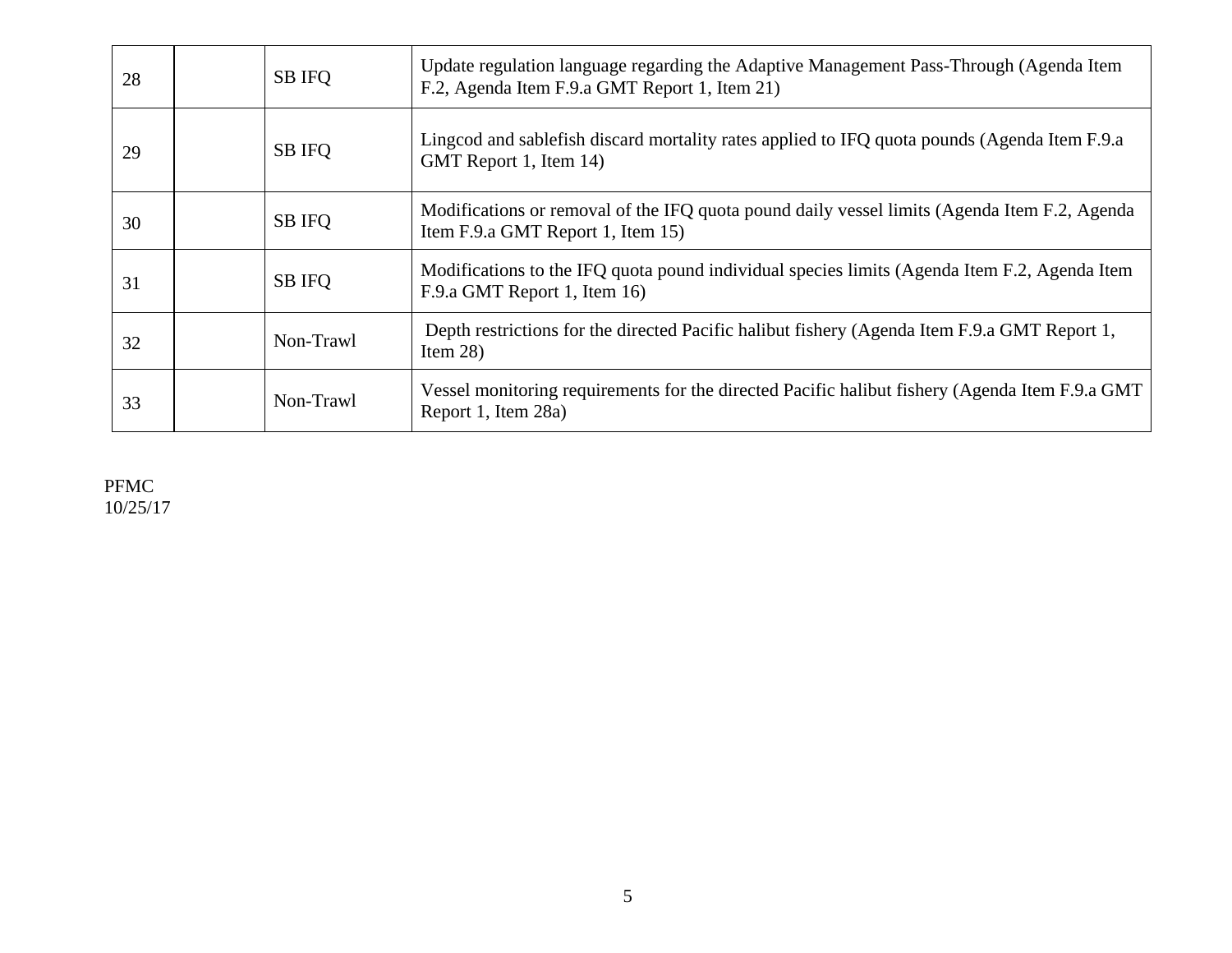| | | | |
|---|---|---|---|
| 28 | | SB IFQ | Update regulation language regarding the Adaptive Management Pass-Through (Agenda Item F.2, Agenda Item F.9.a GMT Report 1, Item 21) |
| 29 | | SB IFQ | Lingcod and sablefish discard mortality rates applied to IFQ quota pounds (Agenda Item F.9.a GMT Report 1, Item 14) |
| 30 | | SB IFQ | Modifications or removal of the IFQ quota pound daily vessel limits (Agenda Item F.2, Agenda Item F.9.a GMT Report 1, Item 15) |
| 31 | | SB IFQ | Modifications to the IFQ quota pound individual species limits (Agenda Item F.2, Agenda Item F.9.a GMT Report 1, Item 16) |
| 32 | | Non-Trawl | Depth restrictions for the directed Pacific halibut fishery (Agenda Item F.9.a GMT Report 1, Item 28) |
| 33 | | Non-Trawl | Vessel monitoring requirements for the directed Pacific halibut fishery (Agenda Item F.9.a GMT Report 1, Item 28a) |

PFMC
10/25/17